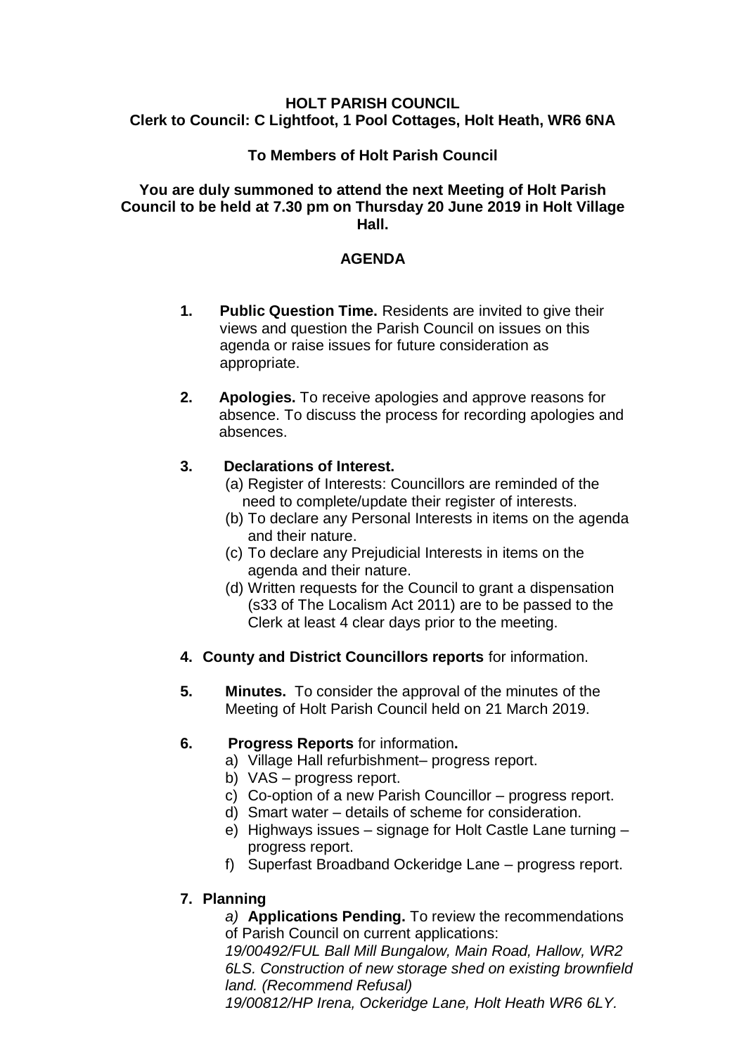**HOLT PARISH COUNCIL**
**Clerk to Council: C Lightfoot, 1 Pool Cottages, Holt Heath, WR6 6NA**

**To Members of Holt Parish Council**

**You are duly summoned to attend the next Meeting of Holt Parish Council to be held at 7.30 pm on Thursday 20 June 2019 in Holt Village Hall.**

## AGENDA

1. **Public Question Time.** Residents are invited to give their views and question the Parish Council on issues on this agenda or raise issues for future consideration as appropriate.

2. **Apologies.** To receive apologies and approve reasons for absence. To discuss the process for recording apologies and absences.

3. **Declarations of Interest.**
   (a) Register of Interests: Councillors are reminded of the need to complete/update their register of interests.
   (b) To declare any Personal Interests in items on the agenda and their nature.
   (c) To declare any Prejudicial Interests in items on the agenda and their nature.
   (d) Written requests for the Council to grant a dispensation (s33 of The Localism Act 2011) are to be passed to the Clerk at least 4 clear days prior to the meeting.

4. **County and District Councillors reports** for information.

5. **Minutes.** To consider the approval of the minutes of the Meeting of Holt Parish Council held on 21 March 2019.

6. **Progress Reports** for information**.**
   a) Village Hall refurbishment– progress report.
   b) VAS – progress report.
   c) Co-option of a new Parish Councillor – progress report.
   d) Smart water – details of scheme for consideration.
   e) Highways issues – signage for Holt Castle Lane turning – progress report.
   f) Superfast Broadband Ockeridge Lane – progress report.

7. **Planning**
   *a)* **Applications Pending.** To review the recommendations of Parish Council on current applications:
   *19/00492/FUL Ball Mill Bungalow, Main Road, Hallow, WR2 6LS. Construction of new storage shed on existing brownfield land. (Recommend Refusal)*
   *19/00812/HP Irena, Ockeridge Lane, Holt Heath WR6 6LY.*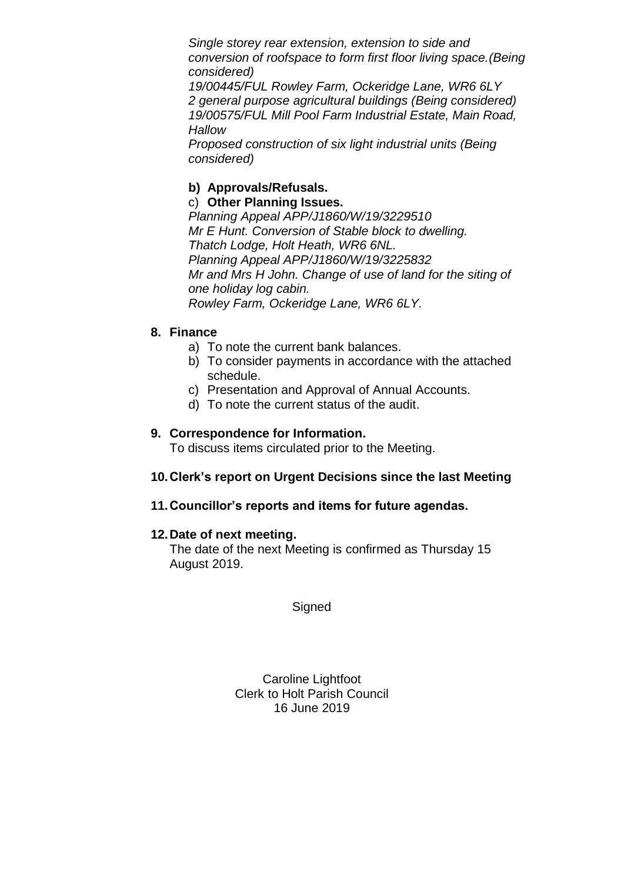*Single storey rear extension, extension to side and conversion of roofspace to form first floor living space.(Being considered)*
*19/00445/FUL Rowley Farm, Ockeridge Lane, WR6 6LY*
*2 general purpose agricultural buildings (Being considered)*
*19/00575/FUL Mill Pool Farm Industrial Estate, Main Road, Hallow*
*Proposed construction of six light industrial units (Being considered)*

**b) Approvals/Refusals.**

c) **Other Planning Issues.**

*Planning Appeal APP/J1860/W/19/3229510*
*Mr E Hunt. Conversion of Stable block to dwelling.*
*Thatch Lodge, Holt Heath, WR6 6NL.*
*Planning Appeal APP/J1860/W/19/3225832*
*Mr and Mrs H John. Change of use of land for the siting of one holiday log cabin.*
*Rowley Farm, Ockeridge Lane, WR6 6LY.*

**8. Finance**

a) To note the current bank balances.
b) To consider payments in accordance with the attached schedule.
c) Presentation and Approval of Annual Accounts.
d) To note the current status of the audit.

**9. Correspondence for Information.**

To discuss items circulated prior to the Meeting.

**10. Clerk's report on Urgent Decisions since the last Meeting**

**11. Councillor's reports and items for future agendas.**

**12. Date of next meeting.**

The date of the next Meeting is confirmed as Thursday 15 August 2019.

Signed

Caroline Lightfoot
Clerk to Holt Parish Council
16 June 2019